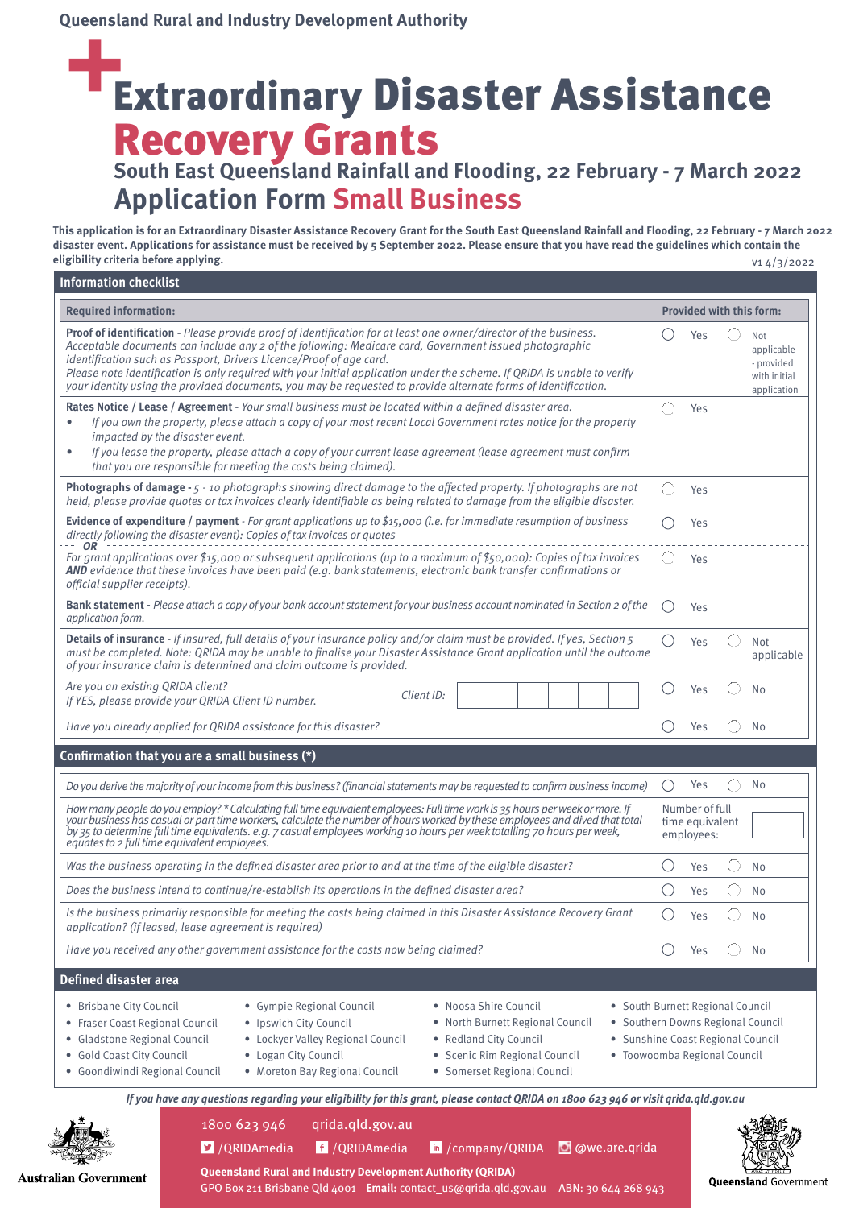Queensland Rural and Industry Development Authority

# Extraordinary Disaster Assistance Recovery Grants

## South East Queensland Rainfall and Flooding, 22 February - 7 March 2022

## Application Form Small Business

**This application is for an Extraordinary Disaster Assistance Recovery Grant for the South East Queensland Rainfall and Flooding, 22 February - 7 March 2022 disaster event. Applications for assistance must be received by 5 September 2022. Please ensure that you have read the guidelines which contain the eligibility criteria before applying.**

v1 4/3/2022

### Information checklist

| Required information: | Provided with this form: | |
|---|---|---|
| **Proof of identification -** *Please provide proof of identification for at least one owner/director of the business. Acceptable documents can include any 2 of the following: Medicare card, Government issued photographic identification such as Passport, Drivers Licence/Proof of age card. Please note identification is only required with your initial application under the scheme. If QRIDA is unable to verify your identity using the provided documents, you may be requested to provide alternate forms of identification.* | ◯ Yes | ◯ Not applicable - provided with initial application |
| **Rates Notice / Lease / Agreement -** *Your small business must be located within a defined disaster area.*<br>• *If you own the property, please attach a copy of your most recent Local Government rates notice for the property impacted by the disaster event.*<br>• *If you lease the property, please attach a copy of your current lease agreement (lease agreement must confirm that you are responsible for meeting the costs being claimed).* | ◯ Yes | |
| **Photographs of damage -** *5 - 10 photographs showing direct damage to the affected property. If photographs are not held, please provide quotes or tax invoices clearly identifiable as being related to damage from the eligible disaster.* | ◯ Yes | |
| **Evidence of expenditure / payment -** *For grant applications up to $15,000 (i.e. for immediate resumption of business directly following the disaster event): Copies of tax invoices or quotes* | ◯ Yes | |
| ***OR*** *For grant applications over $15,000 or subsequent applications (up to a maximum of $50,000): Copies of tax invoices* ***AND*** *evidence that these invoices have been paid (e.g. bank statements, electronic bank transfer confirmations or official supplier receipts).* | ◯ Yes | |
| **Bank statement -** *Please attach a copy of your bank account statement for your business account nominated in Section 2 of the application form.* | ◯ Yes | |
| **Details of insurance -** *If insured, full details of your insurance policy and/or claim must be provided. If yes, Section 5 must be completed. Note: QRIDA may be unable to finalise your Disaster Assistance Grant application until the outcome of your insurance claim is determined and claim outcome is provided.* | ◯ Yes | ◯ Not applicable |
| *Are you an existing QRIDA client? If YES, please provide your QRIDA Client ID number.* Client ID: | ◯ Yes | ◯ No |
| *Have you already applied for QRIDA assistance for this disaster?* | ◯ Yes | ◯ No |

### Confirmation that you are a small business (*)

| | | |
|---|---|---|
| *Do you derive the majority of your income from this business? (financial statements may be requested to confirm business income)* | ◯ Yes | ◯ No |
| *How many people do you employ? * Calculating full time equivalent employees: Full time work is 35 hours per week or more. If your business has casual or part time workers, calculate the number of hours worked by these employees and dived that total by 35 to determine full time equivalents. e.g. 7 casual employees working 10 hours per week totalling 70 hours per week, equates to 2 full time equivalent employees.* | Number of full time equivalent employees: | |
| *Was the business operating in the defined disaster area prior to and at the time of the eligible disaster?* | ◯ Yes | ◯ No |
| *Does the business intend to continue/re-establish its operations in the defined disaster area?* | ◯ Yes | ◯ No |
| *Is the business primarily responsible for meeting the costs being claimed in this Disaster Assistance Recovery Grant application? (if leased, lease agreement is required)* | ◯ Yes | ◯ No |
| *Have you received any other government assistance for the costs now being claimed?* | ◯ Yes | ◯ No |

### Defined disaster area

- Brisbane City Council
- Fraser Coast Regional Council
- Gladstone Regional Council
- Gold Coast City Council
- Goondiwindi Regional Council
- Gympie Regional Council
- Ipswich City Council
- Lockyer Valley Regional Council
- Logan City Council
- Moreton Bay Regional Council
- Noosa Shire Council
- North Burnett Regional Council
- Redland City Council
- Scenic Rim Regional Council
- Somerset Regional Council
- South Burnett Regional Council
- Southern Downs Regional Council
- Sunshine Coast Regional Council
- Toowoomba Regional Council

*If you have any questions regarding your eligibility for this grant, please contact QRIDA on 1800 623 946 or visit qrida.qld.gov.au*

Australian Government

1800 623 946 qrida.qld.gov.au

/QRIDAmedia /QRIDAmedia /company/QRIDA @we.are.qrida

**Queensland Rural and Industry Development Authority (QRIDA)**
GPO Box 211 Brisbane Qld 4001 **Email:** contact_us@qrida.qld.gov.au ABN: 30 644 268 943

Queensland Government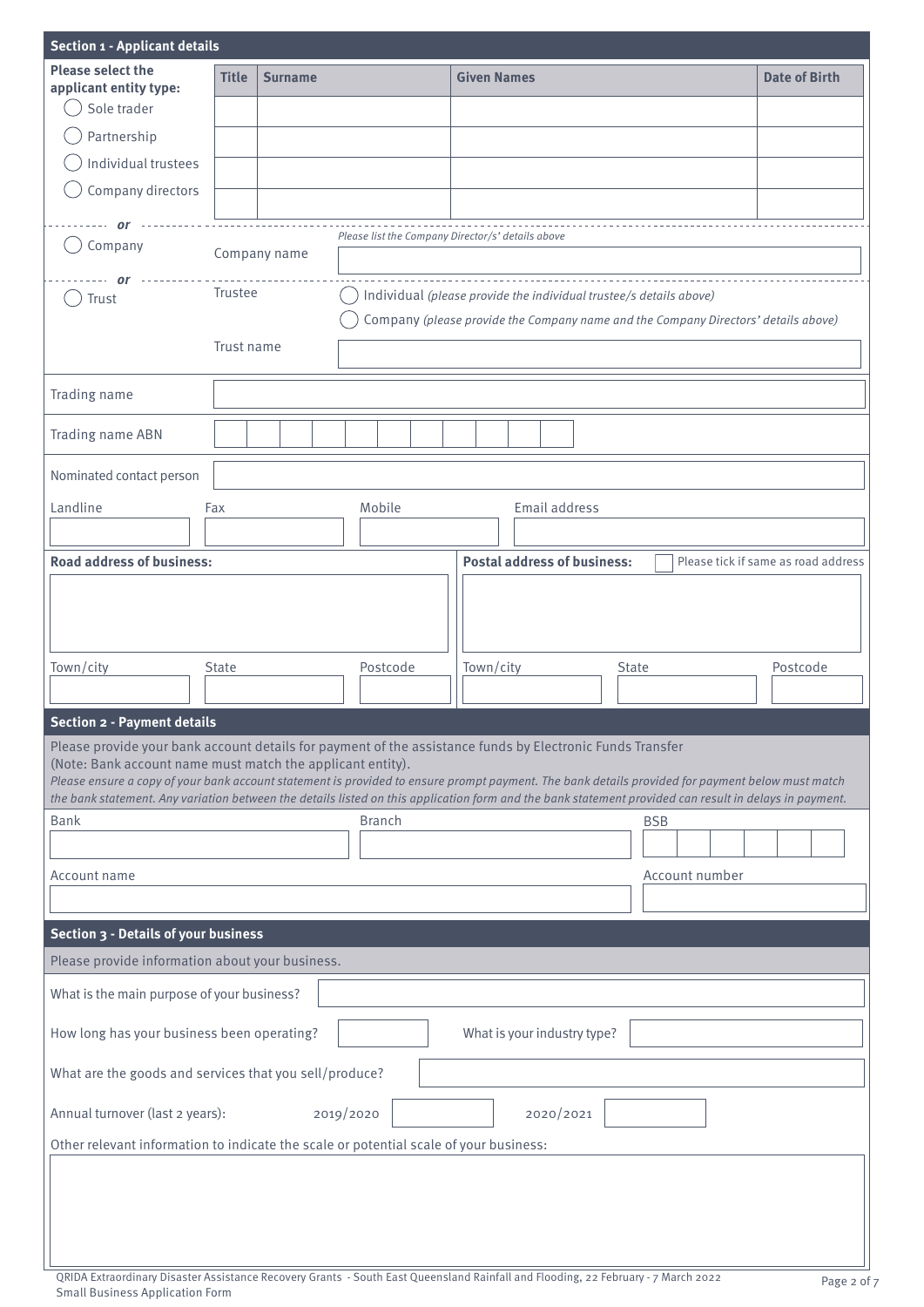## Section 1 - Applicant details

**Please select the applicant entity type:**

- ◯ Sole trader
- ◯ Partnership
- ◯ Individual trustees
- ◯ Company directors

| Title | Surname | Given Names | Date of Birth |
|---|---|---|---|
| | | | |
| | | | |
| | | | |
| | | | |

*or*

- ◯ Company

*Please list the Company Director/s' details above*

Company name

*or*

- ◯ Trust

Trustee
- ◯ Individual *(please provide the individual trustee/s details above)*
- ◯ Company *(please provide the Company name and the Company Directors' details above)*

Trust name

Trading name

Trading name ABN

Nominated contact person

Landline | Fax | Mobile | Email address

**Road address of business:**

Town/city | State | Postcode

**Postal address of business:** ☐ Please tick if same as road address

Town/city | State | Postcode

## Section 2 - Payment details

Please provide your bank account details for payment of the assistance funds by Electronic Funds Transfer
(Note: Bank account name must match the applicant entity).
*Please ensure a copy of your bank account statement is provided to ensure prompt payment. The bank details provided for payment below must match the bank statement. Any variation between the details listed on this application form and the bank statement provided can result in delays in payment.*

Bank | Branch | BSB

Account name | Account number

## Section 3 - Details of your business

Please provide information about your business.

What is the main purpose of your business?

How long has your business been operating? | What is your industry type?

What are the goods and services that you sell/produce?

Annual turnover (last 2 years): 2019/2020 | 2020/2021

Other relevant information to indicate the scale or potential scale of your business: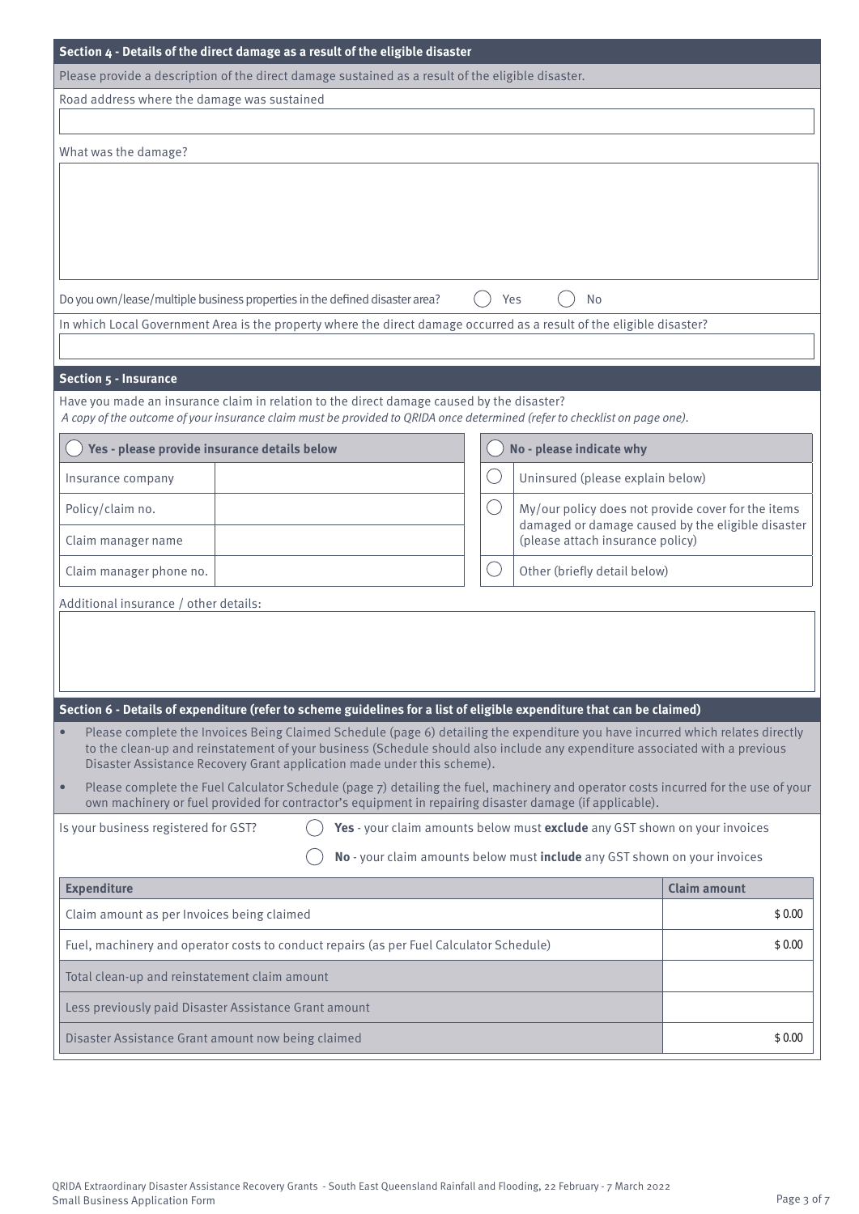## Section 4 - Details of the direct damage as a result of the eligible disaster

Please provide a description of the direct damage sustained as a result of the eligible disaster.

Road address where the damage was sustained

What was the damage?

Do you own/lease/multiple business properties in the defined disaster area? ◯ Yes ◯ No

In which Local Government Area is the property where the direct damage occurred as a result of the eligible disaster?

## Section 5 - Insurance

Have you made an insurance claim in relation to the direct damage caused by the disaster?

*A copy of the outcome of your insurance claim must be provided to QRIDA once determined (refer to checklist on page one).*

| ◯ **Yes - please provide insurance details below** | | ◯ **No - please indicate why** | |
|---|---|---|---|
| Insurance company | | ◯ | Uninsured (please explain below) |
| Policy/claim no. | | ◯ | My/our policy does not provide cover for the items damaged or damage caused by the eligible disaster (please attach insurance policy) |
| Claim manager name | | | |
| Claim manager phone no. | | ◯ | Other (briefly detail below) |

Additional insurance / other details:

## Section 6 - Details of expenditure (refer to scheme guidelines for a list of eligible expenditure that can be claimed)

- Please complete the Invoices Being Claimed Schedule (page 6) detailing the expenditure you have incurred which relates directly to the clean-up and reinstatement of your business (Schedule should also include any expenditure associated with a previous Disaster Assistance Recovery Grant application made under this scheme).
- Please complete the Fuel Calculator Schedule (page 7) detailing the fuel, machinery and operator costs incurred for the use of your own machinery or fuel provided for contractor's equipment in repairing disaster damage (if applicable).

Is your business registered for GST?

◯ **Yes** - your claim amounts below must **exclude** any GST shown on your invoices

◯ **No** - your claim amounts below must **include** any GST shown on your invoices

| Expenditure | Claim amount |
|---|---|
| Claim amount as per Invoices being claimed | $ 0.00 |
| Fuel, machinery and operator costs to conduct repairs (as per Fuel Calculator Schedule) | $ 0.00 |
| Total clean-up and reinstatement claim amount | |
| Less previously paid Disaster Assistance Grant amount | |
| Disaster Assistance Grant amount now being claimed | $ 0.00 |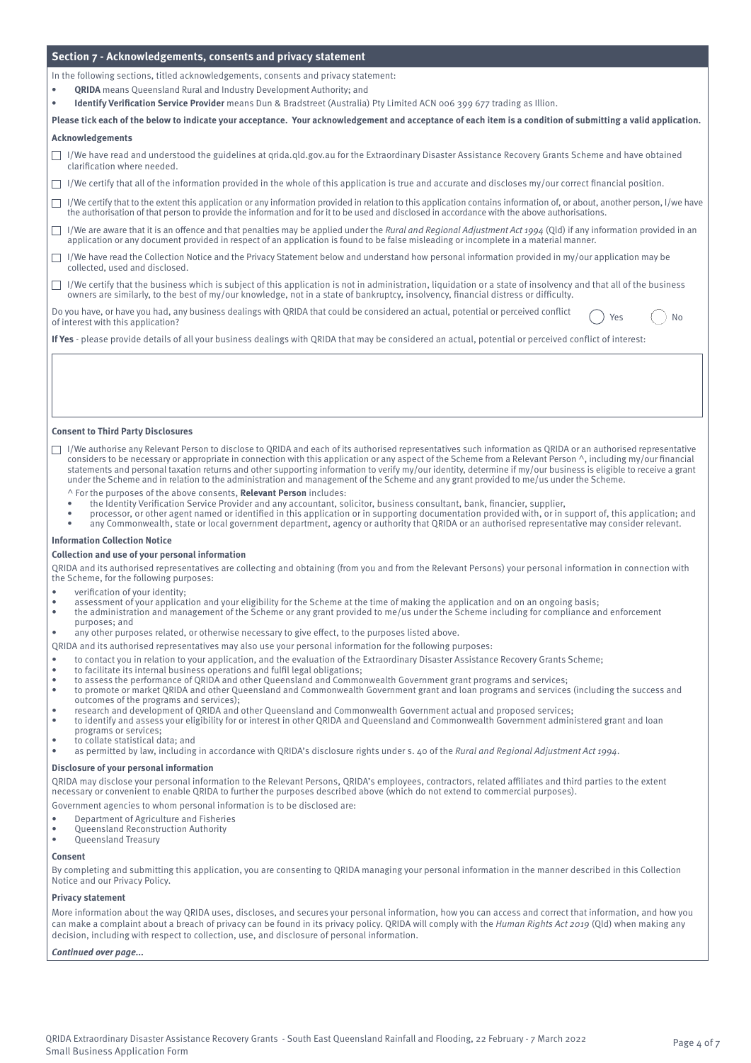## Section 7 - Acknowledgements, consents and privacy statement

In the following sections, titled acknowledgements, consents and privacy statement:

- **QRIDA** means Queensland Rural and Industry Development Authority; and
- **Identify Verification Service Provider** means Dun & Bradstreet (Australia) Pty Limited ACN 006 399 677 trading as Illion.

**Please tick each of the below to indicate your acceptance. Your acknowledgement and acceptance of each item is a condition of submitting a valid application.**

### Acknowledgements

- ☐ I/We have read and understood the guidelines at qrida.qld.gov.au for the Extraordinary Disaster Assistance Recovery Grants Scheme and have obtained clarification where needed.
- ☐ I/We certify that all of the information provided in the whole of this application is true and accurate and discloses my/our correct financial position.
- ☐ I/We certify that to the extent this application or any information provided in relation to this application contains information of, or about, another person, I/we have the authorisation of that person to provide the information and for it to be used and disclosed in accordance with the above authorisations.
- ☐ I/We are aware that it is an offence and that penalties may be applied under the *Rural and Regional Adjustment Act 1994* (Qld) if any information provided in an application or any document provided in respect of an application is found to be false misleading or incomplete in a material manner.
- ☐ I/We have read the Collection Notice and the Privacy Statement below and understand how personal information provided in my/our application may be collected, used and disclosed.
- ☐ I/We certify that the business which is subject of this application is not in administration, liquidation or a state of insolvency and that all of the business owners are similarly, to the best of my/our knowledge, not in a state of bankruptcy, insolvency, financial distress or difficulty.

Do you have, or have you had, any business dealings with QRIDA that could be considered an actual, potential or perceived conflict of interest with this application? ◯ Yes ◯ No

**If Yes** - please provide details of all your business dealings with QRIDA that may be considered an actual, potential or perceived conflict of interest:

### Consent to Third Party Disclosures

- ☐ I/We authorise any Relevant Person to disclose to QRIDA and each of its authorised representatives such information as QRIDA or an authorised representative considers to be necessary or appropriate in connection with this application or any aspect of the Scheme from a Relevant Person ^, including my/our financial statements and personal taxation returns and other supporting information to verify my/our identity, determine if my/our business is eligible to receive a grant under the Scheme and in relation to the administration and management of the Scheme and any grant provided to me/us under the Scheme.

^ For the purposes of the above consents, **Relevant Person** includes:

- the Identity Verification Service Provider and any accountant, solicitor, business consultant, bank, financier, supplier,
- processor, or other agent named or identified in this application or in supporting documentation provided with, or in support of, this application; and
- any Commonwealth, state or local government department, agency or authority that QRIDA or an authorised representative may consider relevant.

### Information Collection Notice

#### Collection and use of your personal information

QRIDA and its authorised representatives are collecting and obtaining (from you and from the Relevant Persons) your personal information in connection with the Scheme, for the following purposes:

- verification of your identity;
- assessment of your application and your eligibility for the Scheme at the time of making the application and on an ongoing basis;
- the administration and management of the Scheme or any grant provided to me/us under the Scheme including for compliance and enforcement purposes; and
- any other purposes related, or otherwise necessary to give effect, to the purposes listed above.

QRIDA and its authorised representatives may also use your personal information for the following purposes:

- to contact you in relation to your application, and the evaluation of the Extraordinary Disaster Assistance Recovery Grants Scheme;
- to facilitate its internal business operations and fulfil legal obligations;
- to assess the performance of QRIDA and other Queensland and Commonwealth Government grant programs and services;
- to promote or market QRIDA and other Queensland and Commonwealth Government grant and loan programs and services (including the success and outcomes of the programs and services);
- research and development of QRIDA and other Queensland and Commonwealth Government actual and proposed services;
- to identify and assess your eligibility for or interest in other QRIDA and Queensland and Commonwealth Government administered grant and loan programs or services;
- to collate statistical data; and
- as permitted by law, including in accordance with QRIDA's disclosure rights under s. 40 of the *Rural and Regional Adjustment Act 1994*.

#### Disclosure of your personal information

QRIDA may disclose your personal information to the Relevant Persons, QRIDA's employees, contractors, related affiliates and third parties to the extent necessary or convenient to enable QRIDA to further the purposes described above (which do not extend to commercial purposes).

Government agencies to whom personal information is to be disclosed are:

- Department of Agriculture and Fisheries
- Queensland Reconstruction Authority
- Queensland Treasury

#### Consent

By completing and submitting this application, you are consenting to QRIDA managing your personal information in the manner described in this Collection Notice and our Privacy Policy.

#### Privacy statement

More information about the way QRIDA uses, discloses, and secures your personal information, how you can access and correct that information, and how you can make a complaint about a breach of privacy can be found in its privacy policy. QRIDA will comply with the *Human Rights Act 2019* (Qld) when making any decision, including with respect to collection, use, and disclosure of personal information.

***Continued over page...***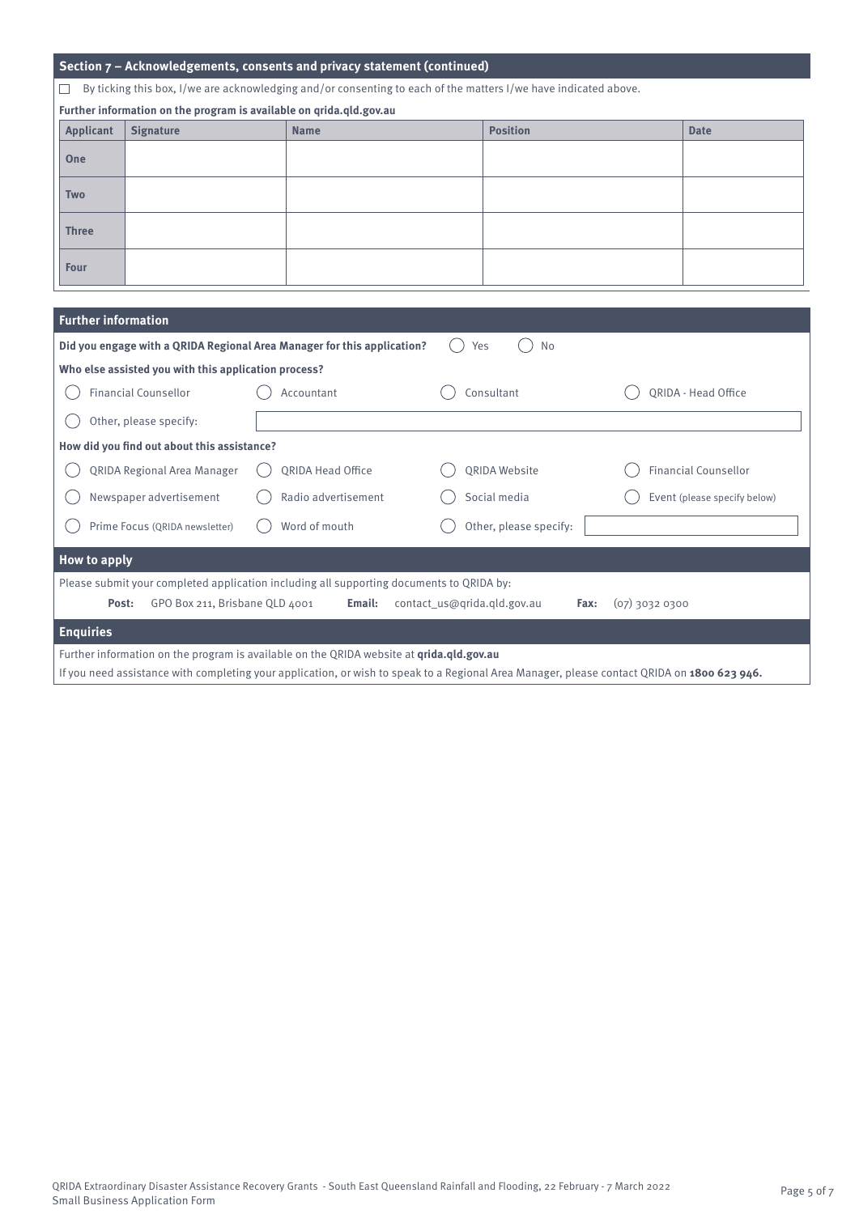## Section 7 – Acknowledgements, consents and privacy statement (continued)

☐ By ticking this box, I/we are acknowledging and/or consenting to each of the matters I/we have indicated above.

**Further information on the program is available on qrida.qld.gov.au**

| Applicant | Signature | Name | Position | Date |
|---|---|---|---|---|
| One | | | | |
| Two | | | | |
| Three | | | | |
| Four | | | | |

## Further information

**Did you engage with a QRIDA Regional Area Manager for this application?** ◯ Yes ◯ No

**Who else assisted you with this application process?**

◯ Financial Counsellor ◯ Accountant ◯ Consultant ◯ QRIDA - Head Office

◯ Other, please specify:

**How did you find out about this assistance?**

◯ QRIDA Regional Area Manager ◯ QRIDA Head Office ◯ QRIDA Website ◯ Financial Counsellor

◯ Newspaper advertisement ◯ Radio advertisement ◯ Social media ◯ Event (please specify below)

◯ Prime Focus (QRIDA newsletter) ◯ Word of mouth ◯ Other, please specify:

## How to apply

Please submit your completed application including all supporting documents to QRIDA by:

**Post:** GPO Box 211, Brisbane QLD 4001 **Email:** contact_us@qrida.qld.gov.au **Fax:** (07) 3032 0300

## Enquiries

Further information on the program is available on the QRIDA website at **qrida.qld.gov.au**

If you need assistance with completing your application, or wish to speak to a Regional Area Manager, please contact QRIDA on **1800 623 946.**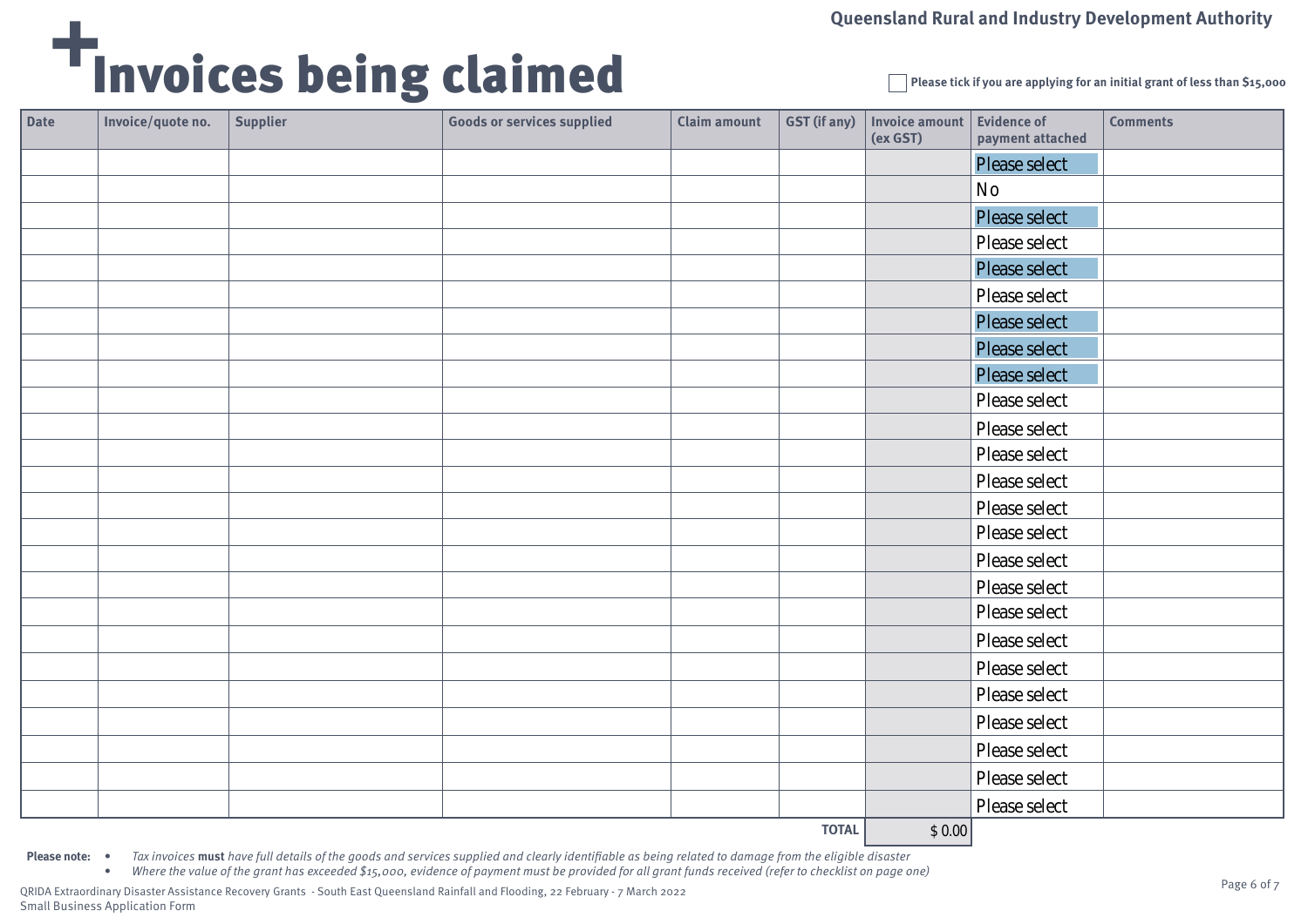Queensland Rural and Industry Development Authority

# +Invoices being claimed

☐ Please tick if you are applying for an initial grant of less than $15,000

| Date | Invoice/quote no. | Supplier | Goods or services supplied | Claim amount | GST (if any) | Invoice amount (ex GST) | Evidence of payment attached | Comments |
|---|---|---|---|---|---|---|---|---|
| | | | | | | | Please select | |
| | | | | | | | No | |
| | | | | | | | Please select | |
| | | | | | | | Please select | |
| | | | | | | | Please select | |
| | | | | | | | Please select | |
| | | | | | | | Please select | |
| | | | | | | | Please select | |
| | | | | | | | Please select | |
| | | | | | | | Please select | |
| | | | | | | | Please select | |
| | | | | | | | Please select | |
| | | | | | | | Please select | |
| | | | | | | | Please select | |
| | | | | | | | Please select | |
| | | | | | | | Please select | |
| | | | | | | | Please select | |
| | | | | | | | Please select | |
| | | | | | | | Please select | |
| | | | | | | | Please select | |
| | | | | | | | Please select | |
| | | | | | | | Please select | |
| | | | | | | | Please select | |
| | | | | | | | Please select | |
| | | | | | | | Please select | |
| | | | | | **TOTAL** | $ 0.00 | | |

**Please note:**
- *Tax invoices* ***must*** *have full details of the goods and services supplied and clearly identifiable as being related to damage from the eligible disaster*
- *Where the value of the grant has exceeded $15,000, evidence of payment must be provided for all grant funds received (refer to checklist on page one)*

QRIDA Extraordinary Disaster Assistance Recovery Grants - South East Queensland Rainfall and Flooding, 22 February - 7 March 2022
Small Business Application Form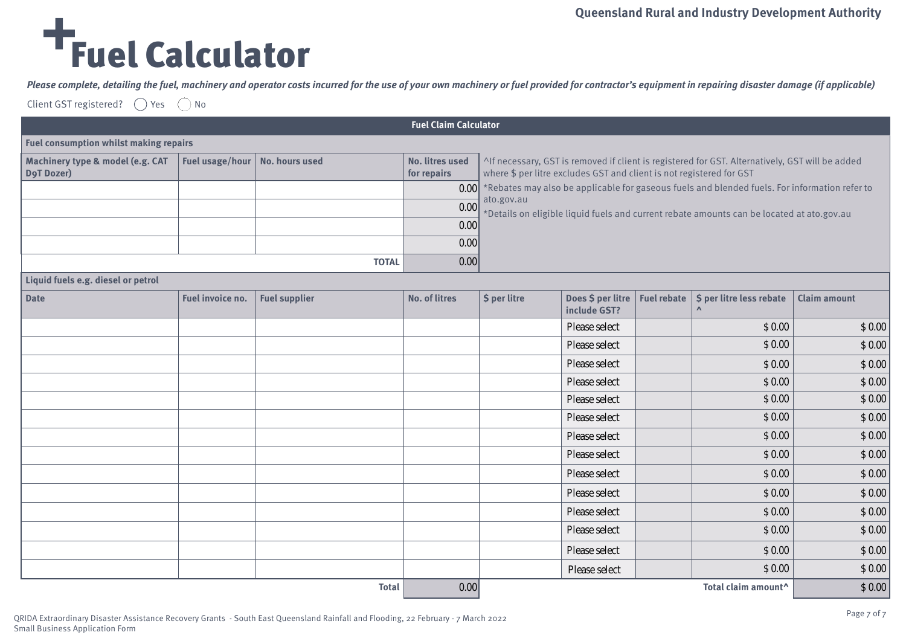Queensland Rural and Industry Development Authority

# Fuel Calculator

***Please complete, detailing the fuel, machinery and operator costs incurred for the use of your own machinery or fuel provided for contractor's equipment in repairing disaster damage (if applicable)***

Client GST registered? ◯ Yes ◯ No

## Fuel Claim Calculator

**Fuel consumption whilst making repairs**

| Machinery type & model (e.g. CAT D9T Dozer) | Fuel usage/hour | No. hours used | No. litres used for repairs |
|---|---|---|---|
| | | | 0.00 |
| | | | 0.00 |
| | | | 0.00 |
| | | | 0.00 |
| | | **TOTAL** | 0.00 |

^If necessary, GST is removed if client is registered for GST. Alternatively, GST will be added where $ per litre excludes GST and client is not registered for GST

*Rebates may also be applicable for gaseous fuels and blended fuels. For information refer to ato.gov.au

*Details on eligible liquid fuels and current rebate amounts can be located at ato.gov.au

**Liquid fuels e.g. diesel or petrol**

| Date | Fuel invoice no. | Fuel supplier | No. of litres | $ per litre | Does $ per litre include GST? | Fuel rebate | $ per litre less rebate ^ | Claim amount |
|---|---|---|---|---|---|---|---|---|
| | | | | | Please select | | $ 0.00 | $ 0.00 |
| | | | | | Please select | | $ 0.00 | $ 0.00 |
| | | | | | Please select | | $ 0.00 | $ 0.00 |
| | | | | | Please select | | $ 0.00 | $ 0.00 |
| | | | | | Please select | | $ 0.00 | $ 0.00 |
| | | | | | Please select | | $ 0.00 | $ 0.00 |
| | | | | | Please select | | $ 0.00 | $ 0.00 |
| | | | | | Please select | | $ 0.00 | $ 0.00 |
| | | | | | Please select | | $ 0.00 | $ 0.00 |
| | | | | | Please select | | $ 0.00 | $ 0.00 |
| | | | | | Please select | | $ 0.00 | $ 0.00 |
| | | | | | Please select | | $ 0.00 | $ 0.00 |
| | | | | | Please select | | $ 0.00 | $ 0.00 |
| | | | | | Please select | | $ 0.00 | $ 0.00 |
| | | **Total** | 0.00 | | | | **Total claim amount^** | $ 0.00 |

QRIDA Extraordinary Disaster Assistance Recovery Grants - South East Queensland Rainfall and Flooding, 22 February - 7 March 2022
Small Business Application Form